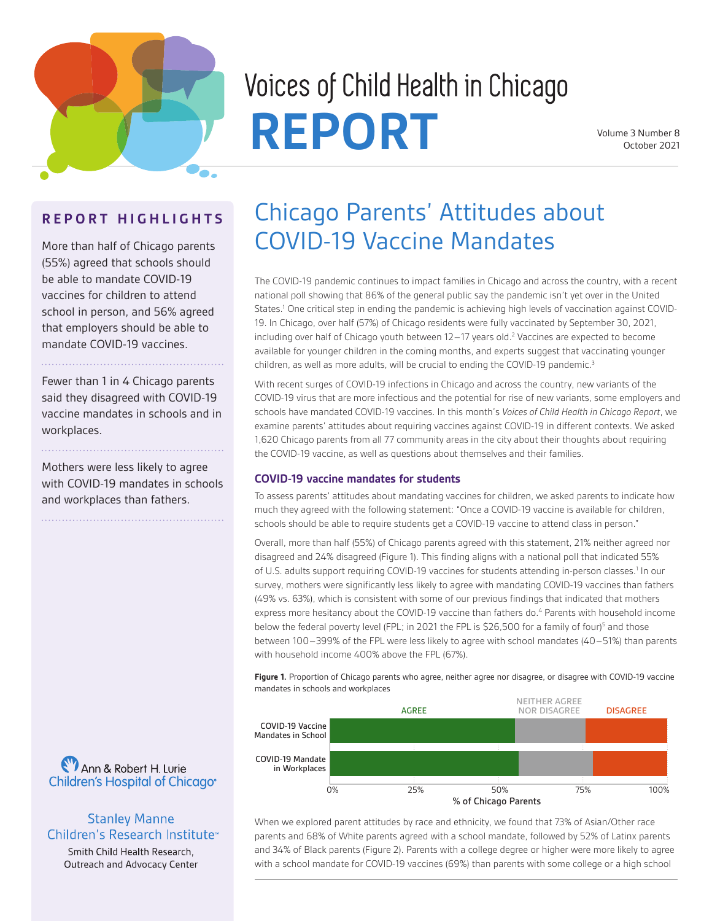# Voices of Child Health in Chicago

# REPORT

Volume 3 Number 8
October 2021

## REPORT HIGHLIGHTS

More than half of Chicago parents (55%) agreed that schools should be able to mandate COVID-19 vaccines for children to attend school in person, and 56% agreed that employers should be able to mandate COVID-19 vaccines.

Fewer than 1 in 4 Chicago parents said they disagreed with COVID-19 vaccine mandates in schools and in workplaces.

Mothers were less likely to agree with COVID-19 mandates in schools and workplaces than fathers.

Ann & Robert H. Lurie Children's Hospital of Chicago

Stanley Manne Children's Research Institute
Smith Child Health Research, Outreach and Advocacy Center

# Chicago Parents' Attitudes about COVID-19 Vaccine Mandates

The COVID-19 pandemic continues to impact families in Chicago and across the country, with a recent national poll showing that 86% of the general public say the pandemic isn't yet over in the United States.[1] One critical step in ending the pandemic is achieving high levels of vaccination against COVID-19. In Chicago, over half (57%) of Chicago residents were fully vaccinated by September 30, 2021, including over half of Chicago youth between 12–17 years old.[2] Vaccines are expected to become available for younger children in the coming months, and experts suggest that vaccinating younger children, as well as more adults, will be crucial to ending the COVID-19 pandemic.[3]

With recent surges of COVID-19 infections in Chicago and across the country, new variants of the COVID-19 virus that are more infectious and the potential for rise of new variants, some employers and schools have mandated COVID-19 vaccines. In this month's *Voices of Child Health in Chicago Report*, we examine parents' attitudes about requiring vaccines against COVID-19 in different contexts. We asked 1,620 Chicago parents from all 77 community areas in the city about their thoughts about requiring the COVID-19 vaccine, as well as questions about themselves and their families.

### COVID-19 vaccine mandates for students

To assess parents' attitudes about mandating vaccines for children, we asked parents to indicate how much they agreed with the following statement: "Once a COVID-19 vaccine is available for children, schools should be able to require students get a COVID-19 vaccine to attend class in person."

Overall, more than half (55%) of Chicago parents agreed with this statement, 21% neither agreed nor disagreed and 24% disagreed (Figure 1). This finding aligns with a national poll that indicated 55% of U.S. adults support requiring COVID-19 vaccines for students attending in-person classes.[1] In our survey, mothers were significantly less likely to agree with mandating COVID-19 vaccines than fathers (49% vs. 63%), which is consistent with some of our previous findings that indicated that mothers express more hesitancy about the COVID-19 vaccine than fathers do.[4] Parents with household income below the federal poverty level (FPL; in 2021 the FPL is $26,500 for a family of four)[5] and those between 100–399% of the FPL were less likely to agree with school mandates (40–51%) than parents with household income 400% above the FPL (67%).

**Figure 1.** Proportion of Chicago parents who agree, neither agree nor disagree, or disagree with COVID-19 vaccine mandates in schools and workplaces

AGREE
NEITHER AGREE NOR DISAGREE
DISAGREE
COVID-19 Vaccine Mandates in School
COVID-19 Mandate in Workplaces
0%
25%
50%
75%
100%
% of Chicago Parents

When we explored parent attitudes by race and ethnicity, we found that 73% of Asian/Other race parents and 68% of White parents agreed with a school mandate, followed by 52% of Latinx parents and 34% of Black parents (Figure 2). Parents with a college degree or higher were more likely to agree with a school mandate for COVID-19 vaccines (69%) than parents with some college or a high school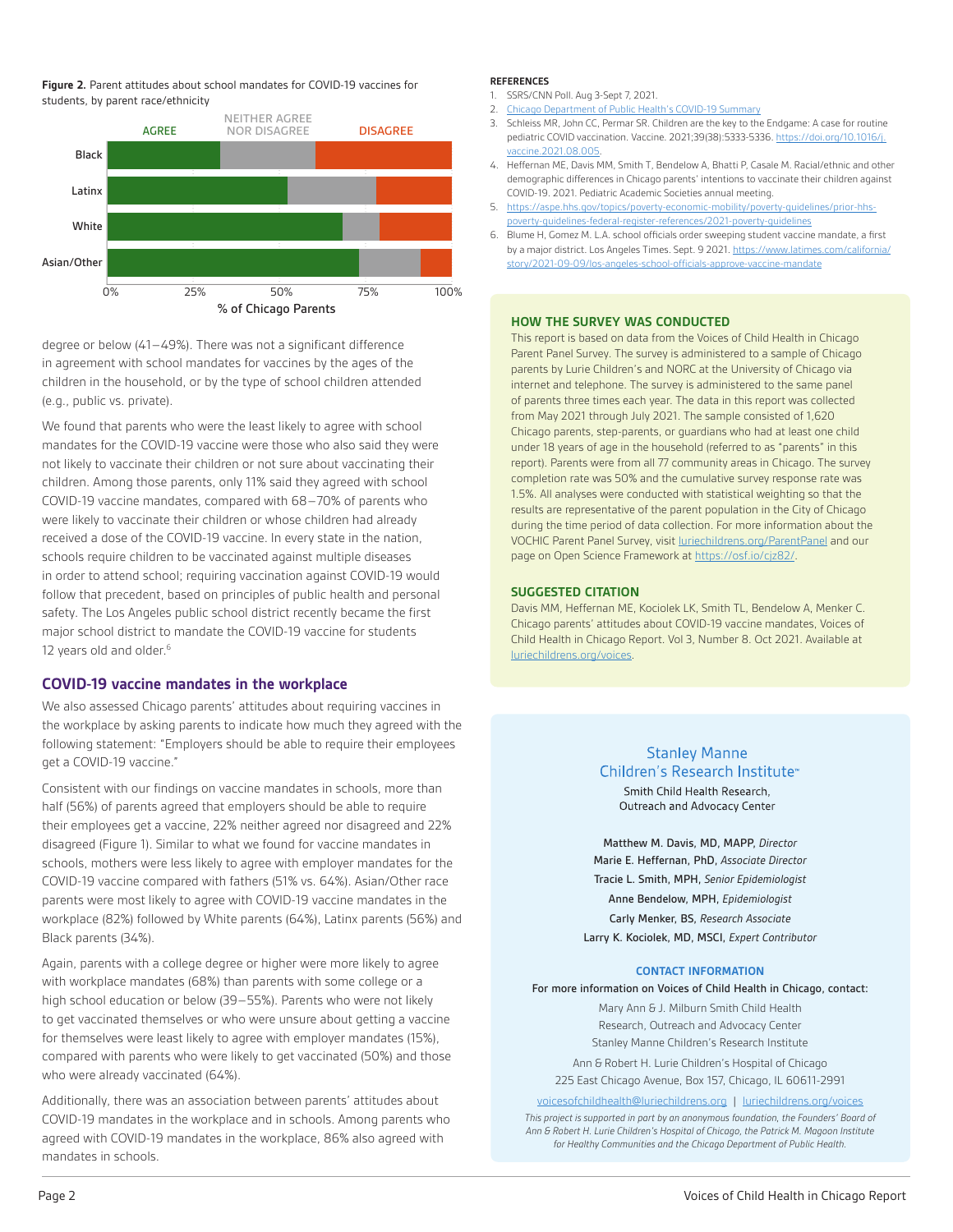**Figure 2.** Parent attitudes about school mandates for COVID-19 vaccines for students, by parent race/ethnicity

AGREE
NEITHER AGREE NOR DISAGREE
DISAGREE

Black
Latinx
White
Asian/Other

0%
25%
50%
75%
100%

% of Chicago Parents

degree or below (41–49%). There was not a significant difference in agreement with school mandates for vaccines by the ages of the children in the household, or by the type of school children attended (e.g., public vs. private).

We found that parents who were the least likely to agree with school mandates for the COVID-19 vaccine were those who also said they were not likely to vaccinate their children or not sure about vaccinating their children. Among those parents, only 11% said they agreed with school COVID-19 vaccine mandates, compared with 68–70% of parents who were likely to vaccinate their children or whose children had already received a dose of the COVID-19 vaccine. In every state in the nation, schools require children to be vaccinated against multiple diseases in order to attend school; requiring vaccination against COVID-19 would follow that precedent, based on principles of public health and personal safety. The Los Angeles public school district recently became the first major school district to mandate the COVID-19 vaccine for students 12 years old and older.[6]

## COVID-19 vaccine mandates in the workplace

We also assessed Chicago parents' attitudes about requiring vaccines in the workplace by asking parents to indicate how much they agreed with the following statement: "Employers should be able to require their employees get a COVID-19 vaccine."

Consistent with our findings on vaccine mandates in schools, more than half (56%) of parents agreed that employers should be able to require their employees get a vaccine, 22% neither agreed nor disagreed and 22% disagreed (Figure 1). Similar to what we found for vaccine mandates in schools, mothers were less likely to agree with employer mandates for the COVID-19 vaccine compared with fathers (51% vs. 64%). Asian/Other race parents were most likely to agree with COVID-19 vaccine mandates in the workplace (82%) followed by White parents (64%), Latinx parents (56%) and Black parents (34%).

Again, parents with a college degree or higher were more likely to agree with workplace mandates (68%) than parents with some college or a high school education or below (39–55%). Parents who were not likely to get vaccinated themselves or who were unsure about getting a vaccine for themselves were least likely to agree with employer mandates (15%), compared with parents who were likely to get vaccinated (50%) and those who were already vaccinated (64%).

Additionally, there was an association between parents' attitudes about COVID-19 mandates in the workplace and in schools. Among parents who agreed with COVID-19 mandates in the workplace, 86% also agreed with mandates in schools.

### REFERENCES

1. SSRS/CNN Poll. Aug 3-Sept 7, 2021.
2. Chicago Department of Public Health's COVID-19 Summary
3. Schleiss MR, John CC, Permar SR. Children are the key to the Endgame: A case for routine pediatric COVID vaccination. Vaccine. 2021;39(38):5333-5336. https://doi.org/10.1016/j.vaccine.2021.08.005.
4. Heffernan ME, Davis MM, Smith T, Bendelow A, Bhatti P, Casale M. Racial/ethnic and other demographic differences in Chicago parents' intentions to vaccinate their children against COVID-19. 2021. Pediatric Academic Societies annual meeting.
5. https://aspe.hhs.gov/topics/poverty-economic-mobility/poverty-guidelines/prior-hhs-poverty-guidelines-federal-register-references/2021-poverty-guidelines
6. Blume H, Gomez M. L.A. school officials order sweeping student vaccine mandate, a first by a major district. Los Angeles Times. Sept. 9 2021. https://www.latimes.com/california/story/2021-09-09/los-angeles-school-officials-approve-vaccine-mandate

### HOW THE SURVEY WAS CONDUCTED

This report is based on data from the Voices of Child Health in Chicago Parent Panel Survey. The survey is administered to a sample of Chicago parents by Lurie Children's and NORC at the University of Chicago via internet and telephone. The survey is administered to the same panel of parents three times each year. The data in this report was collected from May 2021 through July 2021. The sample consisted of 1,620 Chicago parents, step-parents, or guardians who had at least one child under 18 years of age in the household (referred to as "parents" in this report). Parents were from all 77 community areas in Chicago. The survey completion rate was 50% and the cumulative survey response rate was 1.5%. All analyses were conducted with statistical weighting so that the results are representative of the parent population in the City of Chicago during the time period of data collection. For more information about the VOCHIC Parent Panel Survey, visit luriechildrens.org/ParentPanel and our page on Open Science Framework at https://osf.io/cjz82/.

### SUGGESTED CITATION

Davis MM, Heffernan ME, Kociolek LK, Smith TL, Bendelow A, Menker C. Chicago parents' attitudes about COVID-19 vaccine mandates, Voices of Child Health in Chicago Report. Vol 3, Number 8. Oct 2021. Available at luriechildrens.org/voices.

Stanley Manne Children's Research Institute™
Smith Child Health Research, Outreach and Advocacy Center

Matthew M. Davis, MD, MAPP, *Director*
Marie E. Heffernan, PhD, *Associate Director*
Tracie L. Smith, MPH, *Senior Epidemiologist*
Anne Bendelow, MPH, *Epidemiologist*
Carly Menker, BS, *Research Associate*
Larry K. Kociolek, MD, MSCI, *Expert Contributor*

### CONTACT INFORMATION

For more information on Voices of Child Health in Chicago, contact:

Mary Ann & J. Milburn Smith Child Health Research, Outreach and Advocacy Center
Stanley Manne Children's Research Institute

Ann & Robert H. Lurie Children's Hospital of Chicago
225 East Chicago Avenue, Box 157, Chicago, IL 60611-2991

voicesofchildhealth@luriechildrens.org | luriechildrens.org/voices

*This project is supported in part by an anonymous foundation, the Founders' Board of Ann & Robert H. Lurie Children's Hospital of Chicago, the Patrick M. Magoon Institute for Healthy Communities and the Chicago Department of Public Health.*